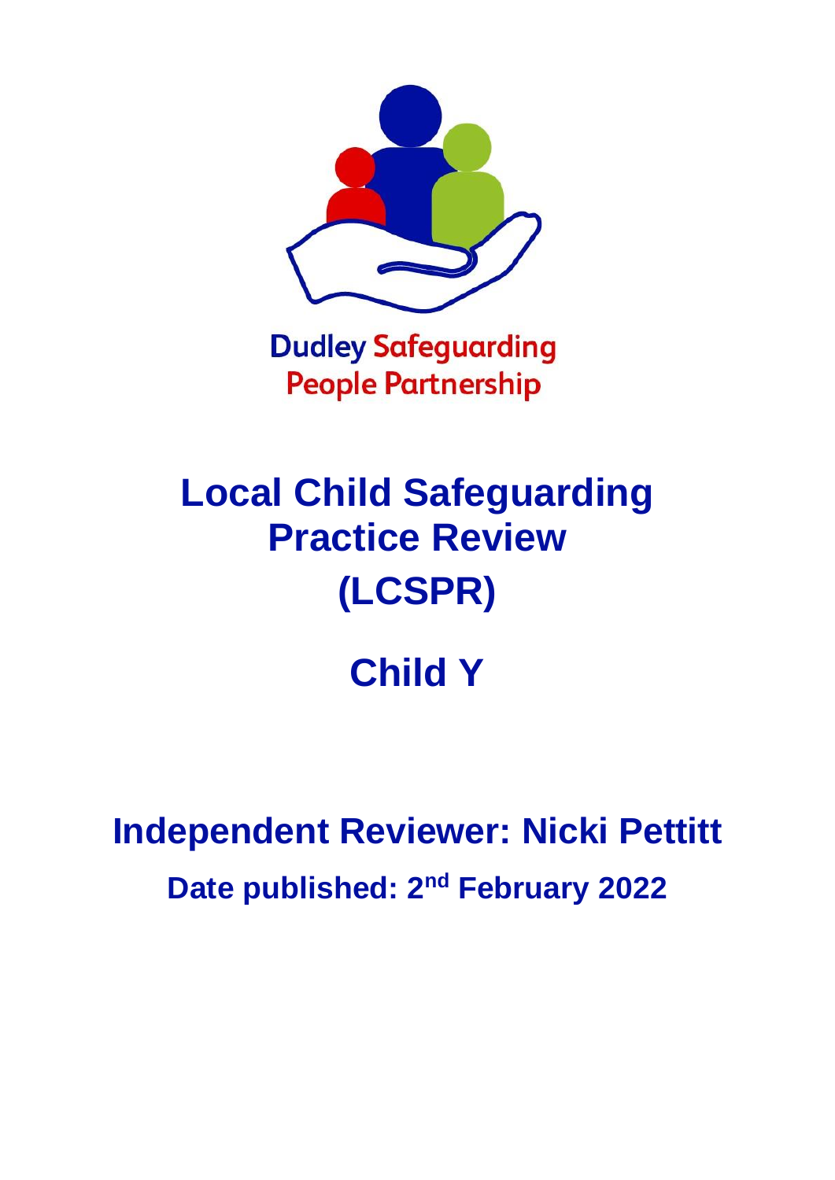Dudley Safeguarding People Partnership

# Local Child Safeguarding Practice Review (LCSPR)

# Child Y

## Independent Reviewer: Nicki Pettitt

**Date published: 2nd February 2022**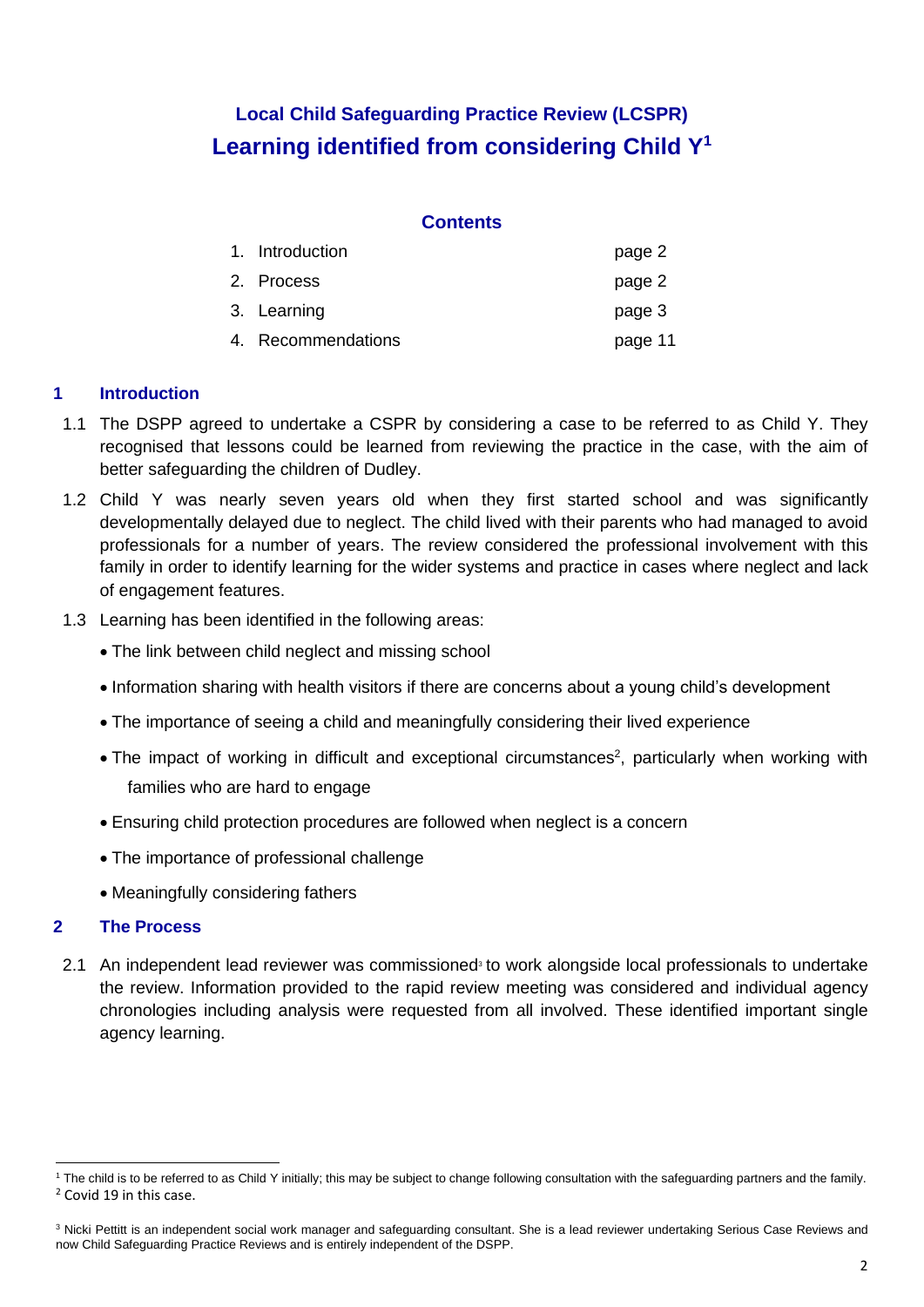# Local Child Safeguarding Practice Review (LCSPR)

## Learning identified from considering Child Y[1]

### Contents

| | | |
|---|---|---|
| 1. | Introduction | page 2 |
| 2. | Process | page 2 |
| 3. | Learning | page 3 |
| 4. | Recommendations | page 11 |

## 1 Introduction

1.1 The DSPP agreed to undertake a CSPR by considering a case to be referred to as Child Y. They recognised that lessons could be learned from reviewing the practice in the case, with the aim of better safeguarding the children of Dudley.

1.2 Child Y was nearly seven years old when they first started school and was significantly developmentally delayed due to neglect. The child lived with their parents who had managed to avoid professionals for a number of years. The review considered the professional involvement with this family in order to identify learning for the wider systems and practice in cases where neglect and lack of engagement features.

1.3 Learning has been identified in the following areas:

- The link between child neglect and missing school
- Information sharing with health visitors if there are concerns about a young child's development
- The importance of seeing a child and meaningfully considering their lived experience
- The impact of working in difficult and exceptional circumstances[2], particularly when working with families who are hard to engage
- Ensuring child protection procedures are followed when neglect is a concern
- The importance of professional challenge
- Meaningfully considering fathers

## 2 The Process

2.1 An independent lead reviewer was commissioned[3] to work alongside local professionals to undertake the review. Information provided to the rapid review meeting was considered and individual agency chronologies including analysis were requested from all involved. These identified important single agency learning.

---

[1] The child is to be referred to as Child Y initially; this may be subject to change following consultation with the safeguarding partners and the family.

[2] Covid 19 in this case.

[3] Nicki Pettitt is an independent social work manager and safeguarding consultant. She is a lead reviewer undertaking Serious Case Reviews and now Child Safeguarding Practice Reviews and is entirely independent of the DSPP.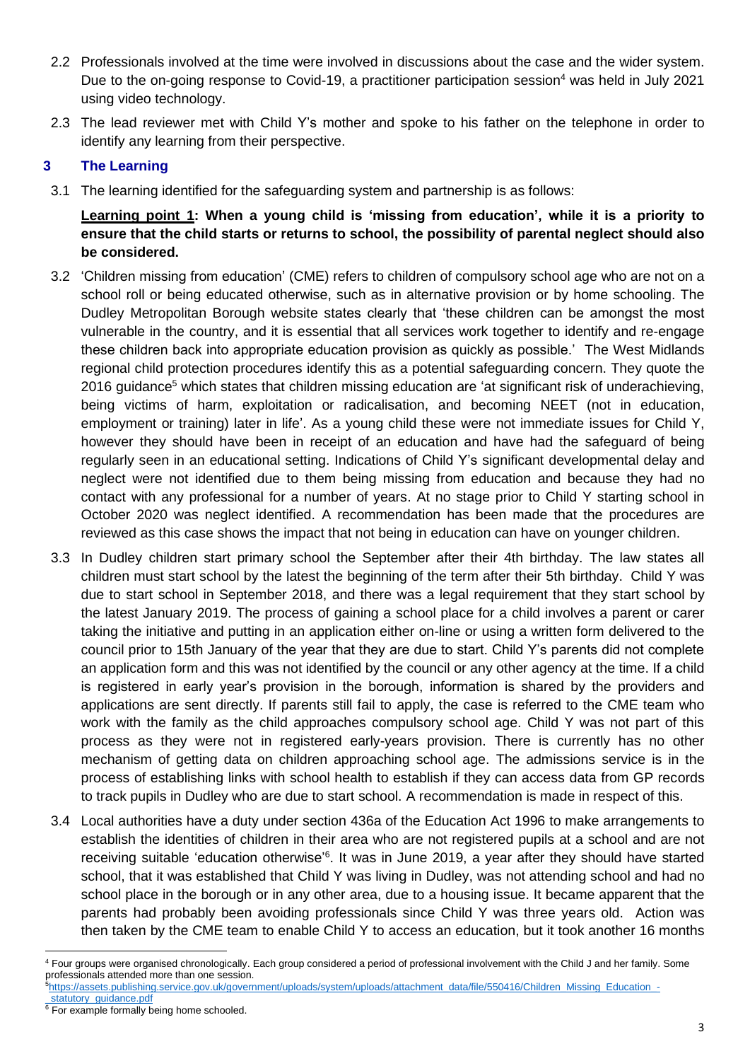2.2 Professionals involved at the time were involved in discussions about the case and the wider system. Due to the on-going response to Covid-19, a practitioner participation session[4] was held in July 2021 using video technology.

2.3 The lead reviewer met with Child Y's mother and spoke to his father on the telephone in order to identify any learning from their perspective.

## 3 The Learning

3.1 The learning identified for the safeguarding system and partnership is as follows:

**<u>Learning point 1</u>: When a young child is 'missing from education', while it is a priority to ensure that the child starts or returns to school, the possibility of parental neglect should also be considered.**

3.2 'Children missing from education' (CME) refers to children of compulsory school age who are not on a school roll or being educated otherwise, such as in alternative provision or by home schooling. The Dudley Metropolitan Borough website states clearly that 'these children can be amongst the most vulnerable in the country, and it is essential that all services work together to identify and re-engage these children back into appropriate education provision as quickly as possible.' The West Midlands regional child protection procedures identify this as a potential safeguarding concern. They quote the 2016 guidance[5] which states that children missing education are 'at significant risk of underachieving, being victims of harm, exploitation or radicalisation, and becoming NEET (not in education, employment or training) later in life'. As a young child these were not immediate issues for Child Y, however they should have been in receipt of an education and have had the safeguard of being regularly seen in an educational setting. Indications of Child Y's significant developmental delay and neglect were not identified due to them being missing from education and because they had no contact with any professional for a number of years. At no stage prior to Child Y starting school in October 2020 was neglect identified. A recommendation has been made that the procedures are reviewed as this case shows the impact that not being in education can have on younger children.

3.3 In Dudley children start primary school the September after their 4th birthday. The law states all children must start school by the latest the beginning of the term after their 5th birthday. Child Y was due to start school in September 2018, and there was a legal requirement that they start school by the latest January 2019. The process of gaining a school place for a child involves a parent or carer taking the initiative and putting in an application either on-line or using a written form delivered to the council prior to 15th January of the year that they are due to start. Child Y's parents did not complete an application form and this was not identified by the council or any other agency at the time. If a child is registered in early year's provision in the borough, information is shared by the providers and applications are sent directly. If parents still fail to apply, the case is referred to the CME team who work with the family as the child approaches compulsory school age. Child Y was not part of this process as they were not in registered early-years provision. There is currently has no other mechanism of getting data on children approaching school age. The admissions service is in the process of establishing links with school health to establish if they can access data from GP records to track pupils in Dudley who are due to start school. A recommendation is made in respect of this.

3.4 Local authorities have a duty under section 436a of the Education Act 1996 to make arrangements to establish the identities of children in their area who are not registered pupils at a school and are not receiving suitable 'education otherwise'[6]. It was in June 2019, a year after they should have started school, that it was established that Child Y was living in Dudley, was not attending school and had no school place in the borough or in any other area, due to a housing issue. It became apparent that the parents had probably been avoiding professionals since Child Y was three years old. Action was then taken by the CME team to enable Child Y to access an education, but it took another 16 months

---

[4] Four groups were organised chronologically. Each group considered a period of professional involvement with the Child J and her family. Some professionals attended more than one session.

[5] https://assets.publishing.service.gov.uk/government/uploads/system/uploads/attachment_data/file/550416/Children_Missing_Education_-_statutory_guidance.pdf

[6] For example formally being home schooled.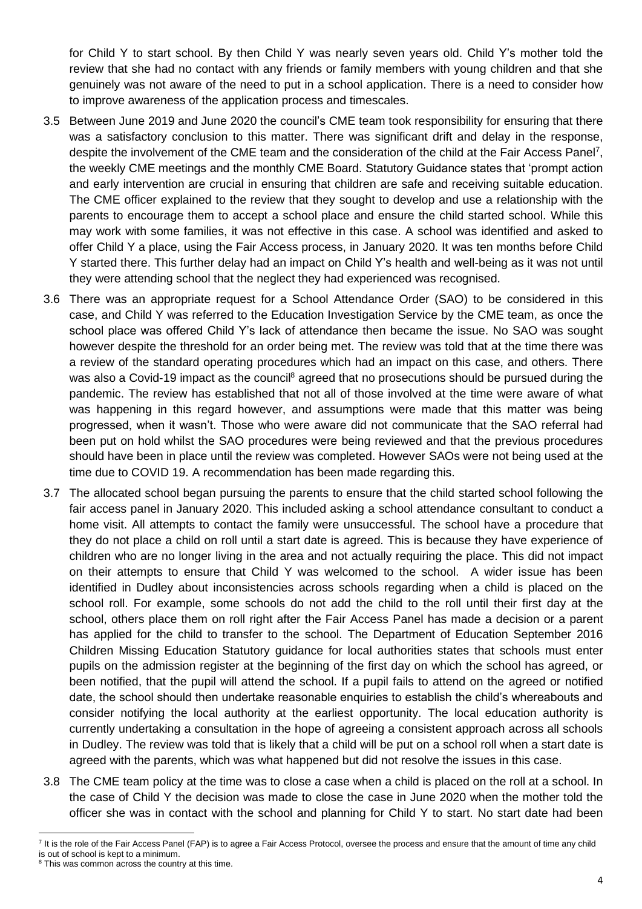for Child Y to start school. By then Child Y was nearly seven years old. Child Y's mother told the review that she had no contact with any friends or family members with young children and that she genuinely was not aware of the need to put in a school application. There is a need to consider how to improve awareness of the application process and timescales.

3.5 Between June 2019 and June 2020 the council's CME team took responsibility for ensuring that there was a satisfactory conclusion to this matter. There was significant drift and delay in the response, despite the involvement of the CME team and the consideration of the child at the Fair Access Panel[7], the weekly CME meetings and the monthly CME Board. Statutory Guidance states that 'prompt action and early intervention are crucial in ensuring that children are safe and receiving suitable education. The CME officer explained to the review that they sought to develop and use a relationship with the parents to encourage them to accept a school place and ensure the child started school. While this may work with some families, it was not effective in this case. A school was identified and asked to offer Child Y a place, using the Fair Access process, in January 2020. It was ten months before Child Y started there. This further delay had an impact on Child Y's health and well-being as it was not until they were attending school that the neglect they had experienced was recognised.

3.6 There was an appropriate request for a School Attendance Order (SAO) to be considered in this case, and Child Y was referred to the Education Investigation Service by the CME team, as once the school place was offered Child Y's lack of attendance then became the issue. No SAO was sought however despite the threshold for an order being met. The review was told that at the time there was a review of the standard operating procedures which had an impact on this case, and others. There was also a Covid-19 impact as the council[8] agreed that no prosecutions should be pursued during the pandemic. The review has established that not all of those involved at the time were aware of what was happening in this regard however, and assumptions were made that this matter was being progressed, when it wasn't. Those who were aware did not communicate that the SAO referral had been put on hold whilst the SAO procedures were being reviewed and that the previous procedures should have been in place until the review was completed. However SAOs were not being used at the time due to COVID 19. A recommendation has been made regarding this.

3.7 The allocated school began pursuing the parents to ensure that the child started school following the fair access panel in January 2020. This included asking a school attendance consultant to conduct a home visit. All attempts to contact the family were unsuccessful. The school have a procedure that they do not place a child on roll until a start date is agreed. This is because they have experience of children who are no longer living in the area and not actually requiring the place. This did not impact on their attempts to ensure that Child Y was welcomed to the school. A wider issue has been identified in Dudley about inconsistencies across schools regarding when a child is placed on the school roll. For example, some schools do not add the child to the roll until their first day at the school, others place them on roll right after the Fair Access Panel has made a decision or a parent has applied for the child to transfer to the school. The Department of Education September 2016 Children Missing Education Statutory guidance for local authorities states that schools must enter pupils on the admission register at the beginning of the first day on which the school has agreed, or been notified, that the pupil will attend the school. If a pupil fails to attend on the agreed or notified date, the school should then undertake reasonable enquiries to establish the child's whereabouts and consider notifying the local authority at the earliest opportunity. The local education authority is currently undertaking a consultation in the hope of agreeing a consistent approach across all schools in Dudley. The review was told that is likely that a child will be put on a school roll when a start date is agreed with the parents, which was what happened but did not resolve the issues in this case.

3.8 The CME team policy at the time was to close a case when a child is placed on the roll at a school. In the case of Child Y the decision was made to close the case in June 2020 when the mother told the officer she was in contact with the school and planning for Child Y to start. No start date had been

[7] It is the role of the Fair Access Panel (FAP) is to agree a Fair Access Protocol, oversee the process and ensure that the amount of time any child is out of school is kept to a minimum.

[8] This was common across the country at this time.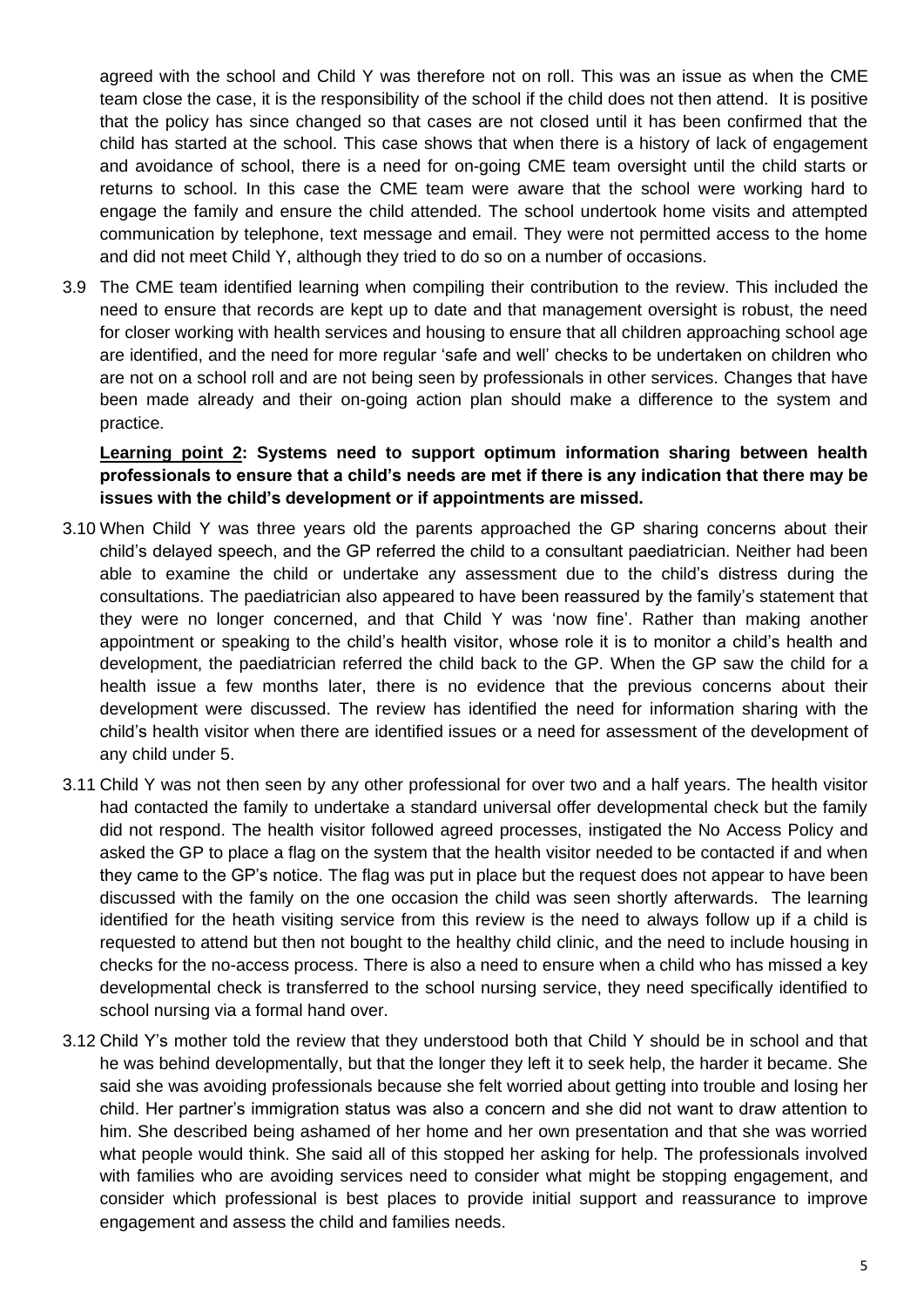agreed with the school and Child Y was therefore not on roll. This was an issue as when the CME team close the case, it is the responsibility of the school if the child does not then attend. It is positive that the policy has since changed so that cases are not closed until it has been confirmed that the child has started at the school. This case shows that when there is a history of lack of engagement and avoidance of school, there is a need for on-going CME team oversight until the child starts or returns to school. In this case the CME team were aware that the school were working hard to engage the family and ensure the child attended. The school undertook home visits and attempted communication by telephone, text message and email. They were not permitted access to the home and did not meet Child Y, although they tried to do so on a number of occasions.

3.9 The CME team identified learning when compiling their contribution to the review. This included the need to ensure that records are kept up to date and that management oversight is robust, the need for closer working with health services and housing to ensure that all children approaching school age are identified, and the need for more regular 'safe and well' checks to be undertaken on children who are not on a school roll and are not being seen by professionals in other services. Changes that have been made already and their on-going action plan should make a difference to the system and practice.

**Learning point 2: Systems need to support optimum information sharing between health professionals to ensure that a child's needs are met if there is any indication that there may be issues with the child's development or if appointments are missed.**

3.10 When Child Y was three years old the parents approached the GP sharing concerns about their child's delayed speech, and the GP referred the child to a consultant paediatrician. Neither had been able to examine the child or undertake any assessment due to the child's distress during the consultations. The paediatrician also appeared to have been reassured by the family's statement that they were no longer concerned, and that Child Y was 'now fine'. Rather than making another appointment or speaking to the child's health visitor, whose role it is to monitor a child's health and development, the paediatrician referred the child back to the GP. When the GP saw the child for a health issue a few months later, there is no evidence that the previous concerns about their development were discussed. The review has identified the need for information sharing with the child's health visitor when there are identified issues or a need for assessment of the development of any child under 5.

3.11 Child Y was not then seen by any other professional for over two and a half years. The health visitor had contacted the family to undertake a standard universal offer developmental check but the family did not respond. The health visitor followed agreed processes, instigated the No Access Policy and asked the GP to place a flag on the system that the health visitor needed to be contacted if and when they came to the GP's notice. The flag was put in place but the request does not appear to have been discussed with the family on the one occasion the child was seen shortly afterwards. The learning identified for the heath visiting service from this review is the need to always follow up if a child is requested to attend but then not bought to the healthy child clinic, and the need to include housing in checks for the no-access process. There is also a need to ensure when a child who has missed a key developmental check is transferred to the school nursing service, they need specifically identified to school nursing via a formal hand over.

3.12 Child Y's mother told the review that they understood both that Child Y should be in school and that he was behind developmentally, but that the longer they left it to seek help, the harder it became. She said she was avoiding professionals because she felt worried about getting into trouble and losing her child. Her partner's immigration status was also a concern and she did not want to draw attention to him. She described being ashamed of her home and her own presentation and that she was worried what people would think. She said all of this stopped her asking for help. The professionals involved with families who are avoiding services need to consider what might be stopping engagement, and consider which professional is best places to provide initial support and reassurance to improve engagement and assess the child and families needs.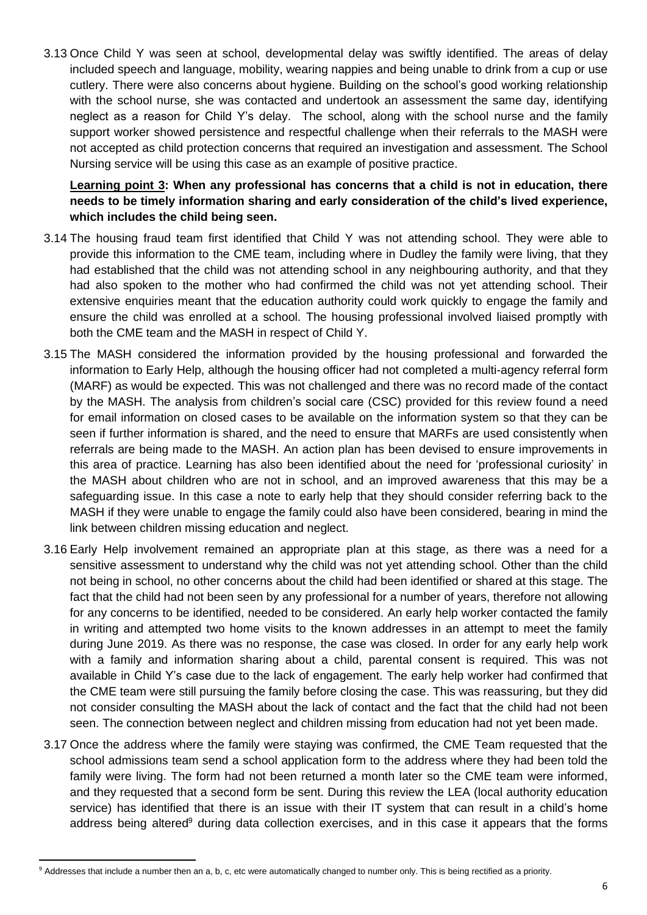3.13 Once Child Y was seen at school, developmental delay was swiftly identified. The areas of delay included speech and language, mobility, wearing nappies and being unable to drink from a cup or use cutlery. There were also concerns about hygiene. Building on the school's good working relationship with the school nurse, she was contacted and undertook an assessment the same day, identifying neglect as a reason for Child Y's delay. The school, along with the school nurse and the family support worker showed persistence and respectful challenge when their referrals to the MASH were not accepted as child protection concerns that required an investigation and assessment. The School Nursing service will be using this case as an example of positive practice.

**Learning point 3: When any professional has concerns that a child is not in education, there needs to be timely information sharing and early consideration of the child's lived experience, which includes the child being seen.**

3.14 The housing fraud team first identified that Child Y was not attending school. They were able to provide this information to the CME team, including where in Dudley the family were living, that they had established that the child was not attending school in any neighbouring authority, and that they had also spoken to the mother who had confirmed the child was not yet attending school. Their extensive enquiries meant that the education authority could work quickly to engage the family and ensure the child was enrolled at a school. The housing professional involved liaised promptly with both the CME team and the MASH in respect of Child Y.

3.15 The MASH considered the information provided by the housing professional and forwarded the information to Early Help, although the housing officer had not completed a multi-agency referral form (MARF) as would be expected. This was not challenged and there was no record made of the contact by the MASH. The analysis from children's social care (CSC) provided for this review found a need for email information on closed cases to be available on the information system so that they can be seen if further information is shared, and the need to ensure that MARFs are used consistently when referrals are being made to the MASH. An action plan has been devised to ensure improvements in this area of practice. Learning has also been identified about the need for 'professional curiosity' in the MASH about children who are not in school, and an improved awareness that this may be a safeguarding issue. In this case a note to early help that they should consider referring back to the MASH if they were unable to engage the family could also have been considered, bearing in mind the link between children missing education and neglect.

3.16 Early Help involvement remained an appropriate plan at this stage, as there was a need for a sensitive assessment to understand why the child was not yet attending school. Other than the child not being in school, no other concerns about the child had been identified or shared at this stage. The fact that the child had not been seen by any professional for a number of years, therefore not allowing for any concerns to be identified, needed to be considered. An early help worker contacted the family in writing and attempted two home visits to the known addresses in an attempt to meet the family during June 2019. As there was no response, the case was closed. In order for any early help work with a family and information sharing about a child, parental consent is required. This was not available in Child Y's case due to the lack of engagement. The early help worker had confirmed that the CME team were still pursuing the family before closing the case. This was reassuring, but they did not consider consulting the MASH about the lack of contact and the fact that the child had not been seen. The connection between neglect and children missing from education had not yet been made.

3.17 Once the address where the family were staying was confirmed, the CME Team requested that the school admissions team send a school application form to the address where they had been told the family were living. The form had not been returned a month later so the CME team were informed, and they requested that a second form be sent. During this review the LEA (local authority education service) has identified that there is an issue with their IT system that can result in a child's home address being altered[9] during data collection exercises, and in this case it appears that the forms

[9] Addresses that include a number then an a, b, c, etc were automatically changed to number only. This is being rectified as a priority.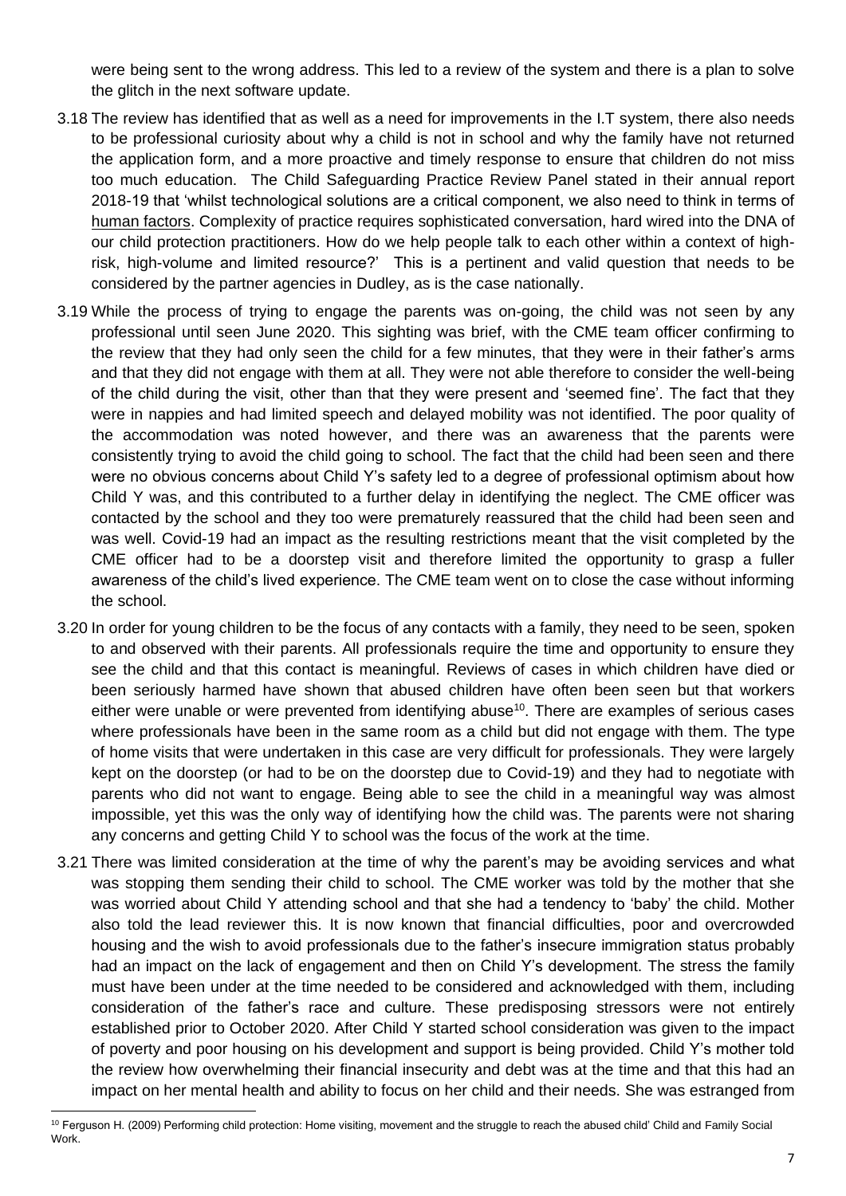were being sent to the wrong address. This led to a review of the system and there is a plan to solve the glitch in the next software update.

3.18 The review has identified that as well as a need for improvements in the I.T system, there also needs to be professional curiosity about why a child is not in school and why the family have not returned the application form, and a more proactive and timely response to ensure that children do not miss too much education. The Child Safeguarding Practice Review Panel stated in their annual report 2018-19 that 'whilst technological solutions are a critical component, we also need to think in terms of human factors. Complexity of practice requires sophisticated conversation, hard wired into the DNA of our child protection practitioners. How do we help people talk to each other within a context of high-risk, high-volume and limited resource?' This is a pertinent and valid question that needs to be considered by the partner agencies in Dudley, as is the case nationally.

3.19 While the process of trying to engage the parents was on-going, the child was not seen by any professional until seen June 2020. This sighting was brief, with the CME team officer confirming to the review that they had only seen the child for a few minutes, that they were in their father's arms and that they did not engage with them at all. They were not able therefore to consider the well-being of the child during the visit, other than that they were present and 'seemed fine'. The fact that they were in nappies and had limited speech and delayed mobility was not identified. The poor quality of the accommodation was noted however, and there was an awareness that the parents were consistently trying to avoid the child going to school. The fact that the child had been seen and there were no obvious concerns about Child Y's safety led to a degree of professional optimism about how Child Y was, and this contributed to a further delay in identifying the neglect. The CME officer was contacted by the school and they too were prematurely reassured that the child had been seen and was well. Covid-19 had an impact as the resulting restrictions meant that the visit completed by the CME officer had to be a doorstep visit and therefore limited the opportunity to grasp a fuller awareness of the child's lived experience. The CME team went on to close the case without informing the school.

3.20 In order for young children to be the focus of any contacts with a family, they need to be seen, spoken to and observed with their parents. All professionals require the time and opportunity to ensure they see the child and that this contact is meaningful. Reviews of cases in which children have died or been seriously harmed have shown that abused children have often been seen but that workers either were unable or were prevented from identifying abuse[10]. There are examples of serious cases where professionals have been in the same room as a child but did not engage with them. The type of home visits that were undertaken in this case are very difficult for professionals. They were largely kept on the doorstep (or had to be on the doorstep due to Covid-19) and they had to negotiate with parents who did not want to engage. Being able to see the child in a meaningful way was almost impossible, yet this was the only way of identifying how the child was. The parents were not sharing any concerns and getting Child Y to school was the focus of the work at the time.

3.21 There was limited consideration at the time of why the parent's may be avoiding services and what was stopping them sending their child to school. The CME worker was told by the mother that she was worried about Child Y attending school and that she had a tendency to 'baby' the child. Mother also told the lead reviewer this. It is now known that financial difficulties, poor and overcrowded housing and the wish to avoid professionals due to the father's insecure immigration status probably had an impact on the lack of engagement and then on Child Y's development. The stress the family must have been under at the time needed to be considered and acknowledged with them, including consideration of the father's race and culture. These predisposing stressors were not entirely established prior to October 2020. After Child Y started school consideration was given to the impact of poverty and poor housing on his development and support is being provided. Child Y's mother told the review how overwhelming their financial insecurity and debt was at the time and that this had an impact on her mental health and ability to focus on her child and their needs. She was estranged from

[10] Ferguson H. (2009) Performing child protection: Home visiting, movement and the struggle to reach the abused child' Child and Family Social Work.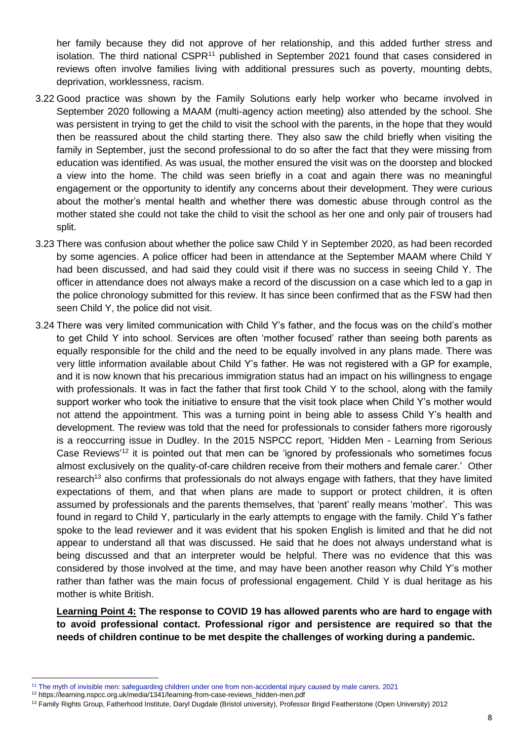her family because they did not approve of her relationship, and this added further stress and isolation. The third national CSPR[11] published in September 2021 found that cases considered in reviews often involve families living with additional pressures such as poverty, mounting debts, deprivation, worklessness, racism.

3.22 Good practice was shown by the Family Solutions early help worker who became involved in September 2020 following a MAAM (multi-agency action meeting) also attended by the school. She was persistent in trying to get the child to visit the school with the parents, in the hope that they would then be reassured about the child starting there. They also saw the child briefly when visiting the family in September, just the second professional to do so after the fact that they were missing from education was identified. As was usual, the mother ensured the visit was on the doorstep and blocked a view into the home. The child was seen briefly in a coat and again there was no meaningful engagement or the opportunity to identify any concerns about their development. They were curious about the mother's mental health and whether there was domestic abuse through control as the mother stated she could not take the child to visit the school as her one and only pair of trousers had split.

3.23 There was confusion about whether the police saw Child Y in September 2020, as had been recorded by some agencies. A police officer had been in attendance at the September MAAM where Child Y had been discussed, and had said they could visit if there was no success in seeing Child Y. The officer in attendance does not always make a record of the discussion on a case which led to a gap in the police chronology submitted for this review. It has since been confirmed that as the FSW had then seen Child Y, the police did not visit.

3.24 There was very limited communication with Child Y's father, and the focus was on the child's mother to get Child Y into school. Services are often 'mother focused' rather than seeing both parents as equally responsible for the child and the need to be equally involved in any plans made. There was very little information available about Child Y's father. He was not registered with a GP for example, and it is now known that his precarious immigration status had an impact on his willingness to engage with professionals. It was in fact the father that first took Child Y to the school, along with the family support worker who took the initiative to ensure that the visit took place when Child Y's mother would not attend the appointment. This was a turning point in being able to assess Child Y's health and development. The review was told that the need for professionals to consider fathers more rigorously is a reoccurring issue in Dudley. In the 2015 NSPCC report, 'Hidden Men - Learning from Serious Case Reviews'[12] it is pointed out that men can be 'ignored by professionals who sometimes focus almost exclusively on the quality-of-care children receive from their mothers and female carer.' Other research[13] also confirms that professionals do not always engage with fathers, that they have limited expectations of them, and that when plans are made to support or protect children, it is often assumed by professionals and the parents themselves, that 'parent' really means 'mother'. This was found in regard to Child Y, particularly in the early attempts to engage with the family. Child Y's father spoke to the lead reviewer and it was evident that his spoken English is limited and that he did not appear to understand all that was discussed. He said that he does not always understand what is being discussed and that an interpreter would be helpful. There was no evidence that this was considered by those involved at the time, and may have been another reason why Child Y's mother rather than father was the main focus of professional engagement. Child Y is dual heritage as his mother is white British.

**<u>Learning Point 4:</u> The response to COVID 19 has allowed parents who are hard to engage with to avoid professional contact. Professional rigor and persistence are required so that the needs of children continue to be met despite the challenges of working during a pandemic.**

---

[11] The myth of invisible men: safeguarding children under one from non-accidental injury caused by male carers. 2021

[12] https://learning.nspcc.org.uk/media/1341/learning-from-case-reviews_hidden-men.pdf

[13] Family Rights Group, Fatherhood Institute, Daryl Dugdale (Bristol university), Professor Brigid Featherstone (Open University) 2012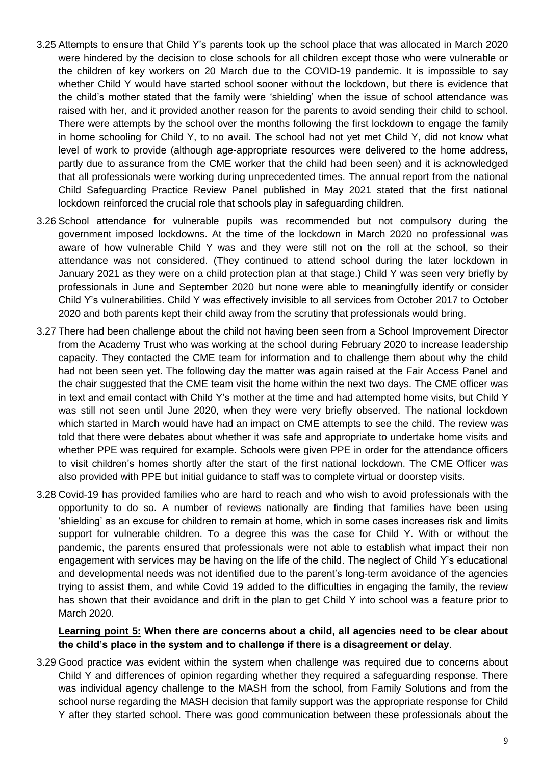3.25 Attempts to ensure that Child Y's parents took up the school place that was allocated in March 2020 were hindered by the decision to close schools for all children except those who were vulnerable or the children of key workers on 20 March due to the COVID-19 pandemic. It is impossible to say whether Child Y would have started school sooner without the lockdown, but there is evidence that the child's mother stated that the family were 'shielding' when the issue of school attendance was raised with her, and it provided another reason for the parents to avoid sending their child to school. There were attempts by the school over the months following the first lockdown to engage the family in home schooling for Child Y, to no avail. The school had not yet met Child Y, did not know what level of work to provide (although age-appropriate resources were delivered to the home address, partly due to assurance from the CME worker that the child had been seen) and it is acknowledged that all professionals were working during unprecedented times. The annual report from the national Child Safeguarding Practice Review Panel published in May 2021 stated that the first national lockdown reinforced the crucial role that schools play in safeguarding children.

3.26 School attendance for vulnerable pupils was recommended but not compulsory during the government imposed lockdowns. At the time of the lockdown in March 2020 no professional was aware of how vulnerable Child Y was and they were still not on the roll at the school, so their attendance was not considered. (They continued to attend school during the later lockdown in January 2021 as they were on a child protection plan at that stage.) Child Y was seen very briefly by professionals in June and September 2020 but none were able to meaningfully identify or consider Child Y's vulnerabilities. Child Y was effectively invisible to all services from October 2017 to October 2020 and both parents kept their child away from the scrutiny that professionals would bring.

3.27 There had been challenge about the child not having been seen from a School Improvement Director from the Academy Trust who was working at the school during February 2020 to increase leadership capacity. They contacted the CME team for information and to challenge them about why the child had not been seen yet. The following day the matter was again raised at the Fair Access Panel and the chair suggested that the CME team visit the home within the next two days. The CME officer was in text and email contact with Child Y's mother at the time and had attempted home visits, but Child Y was still not seen until June 2020, when they were very briefly observed. The national lockdown which started in March would have had an impact on CME attempts to see the child. The review was told that there were debates about whether it was safe and appropriate to undertake home visits and whether PPE was required for example. Schools were given PPE in order for the attendance officers to visit children's homes shortly after the start of the first national lockdown. The CME Officer was also provided with PPE but initial guidance to staff was to complete virtual or doorstep visits.

3.28 Covid-19 has provided families who are hard to reach and who wish to avoid professionals with the opportunity to do so. A number of reviews nationally are finding that families have been using 'shielding' as an excuse for children to remain at home, which in some cases increases risk and limits support for vulnerable children. To a degree this was the case for Child Y. With or without the pandemic, the parents ensured that professionals were not able to establish what impact their non engagement with services may be having on the life of the child. The neglect of Child Y's educational and developmental needs was not identified due to the parent's long-term avoidance of the agencies trying to assist them, and while Covid 19 added to the difficulties in engaging the family, the review has shown that their avoidance and drift in the plan to get Child Y into school was a feature prior to March 2020.

**Learning point 5: When there are concerns about a child, all agencies need to be clear about the child's place in the system and to challenge if there is a disagreement or delay**.

3.29 Good practice was evident within the system when challenge was required due to concerns about Child Y and differences of opinion regarding whether they required a safeguarding response. There was individual agency challenge to the MASH from the school, from Family Solutions and from the school nurse regarding the MASH decision that family support was the appropriate response for Child Y after they started school. There was good communication between these professionals about the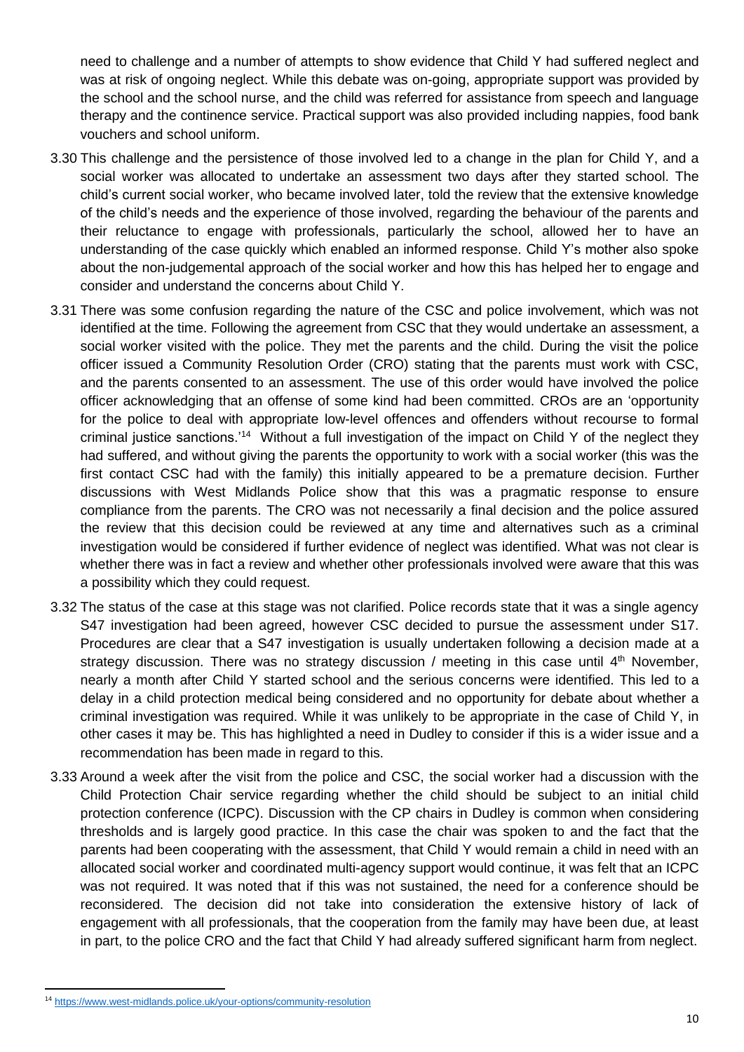need to challenge and a number of attempts to show evidence that Child Y had suffered neglect and was at risk of ongoing neglect. While this debate was on-going, appropriate support was provided by the school and the school nurse, and the child was referred for assistance from speech and language therapy and the continence service. Practical support was also provided including nappies, food bank vouchers and school uniform.

3.30 This challenge and the persistence of those involved led to a change in the plan for Child Y, and a social worker was allocated to undertake an assessment two days after they started school. The child's current social worker, who became involved later, told the review that the extensive knowledge of the child's needs and the experience of those involved, regarding the behaviour of the parents and their reluctance to engage with professionals, particularly the school, allowed her to have an understanding of the case quickly which enabled an informed response. Child Y's mother also spoke about the non-judgemental approach of the social worker and how this has helped her to engage and consider and understand the concerns about Child Y.

3.31 There was some confusion regarding the nature of the CSC and police involvement, which was not identified at the time. Following the agreement from CSC that they would undertake an assessment, a social worker visited with the police. They met the parents and the child. During the visit the police officer issued a Community Resolution Order (CRO) stating that the parents must work with CSC, and the parents consented to an assessment. The use of this order would have involved the police officer acknowledging that an offense of some kind had been committed. CROs are an 'opportunity for the police to deal with appropriate low-level offences and offenders without recourse to formal criminal justice sanctions.'[14] Without a full investigation of the impact on Child Y of the neglect they had suffered, and without giving the parents the opportunity to work with a social worker (this was the first contact CSC had with the family) this initially appeared to be a premature decision. Further discussions with West Midlands Police show that this was a pragmatic response to ensure compliance from the parents. The CRO was not necessarily a final decision and the police assured the review that this decision could be reviewed at any time and alternatives such as a criminal investigation would be considered if further evidence of neglect was identified. What was not clear is whether there was in fact a review and whether other professionals involved were aware that this was a possibility which they could request.

3.32 The status of the case at this stage was not clarified. Police records state that it was a single agency S47 investigation had been agreed, however CSC decided to pursue the assessment under S17. Procedures are clear that a S47 investigation is usually undertaken following a decision made at a strategy discussion. There was no strategy discussion / meeting in this case until 4th November, nearly a month after Child Y started school and the serious concerns were identified. This led to a delay in a child protection medical being considered and no opportunity for debate about whether a criminal investigation was required. While it was unlikely to be appropriate in the case of Child Y, in other cases it may be. This has highlighted a need in Dudley to consider if this is a wider issue and a recommendation has been made in regard to this.

3.33 Around a week after the visit from the police and CSC, the social worker had a discussion with the Child Protection Chair service regarding whether the child should be subject to an initial child protection conference (ICPC). Discussion with the CP chairs in Dudley is common when considering thresholds and is largely good practice. In this case the chair was spoken to and the fact that the parents had been cooperating with the assessment, that Child Y would remain a child in need with an allocated social worker and coordinated multi-agency support would continue, it was felt that an ICPC was not required. It was noted that if this was not sustained, the need for a conference should be reconsidered. The decision did not take into consideration the extensive history of lack of engagement with all professionals, that the cooperation from the family may have been due, at least in part, to the police CRO and the fact that Child Y had already suffered significant harm from neglect.

---

[14] https://www.west-midlands.police.uk/your-options/community-resolution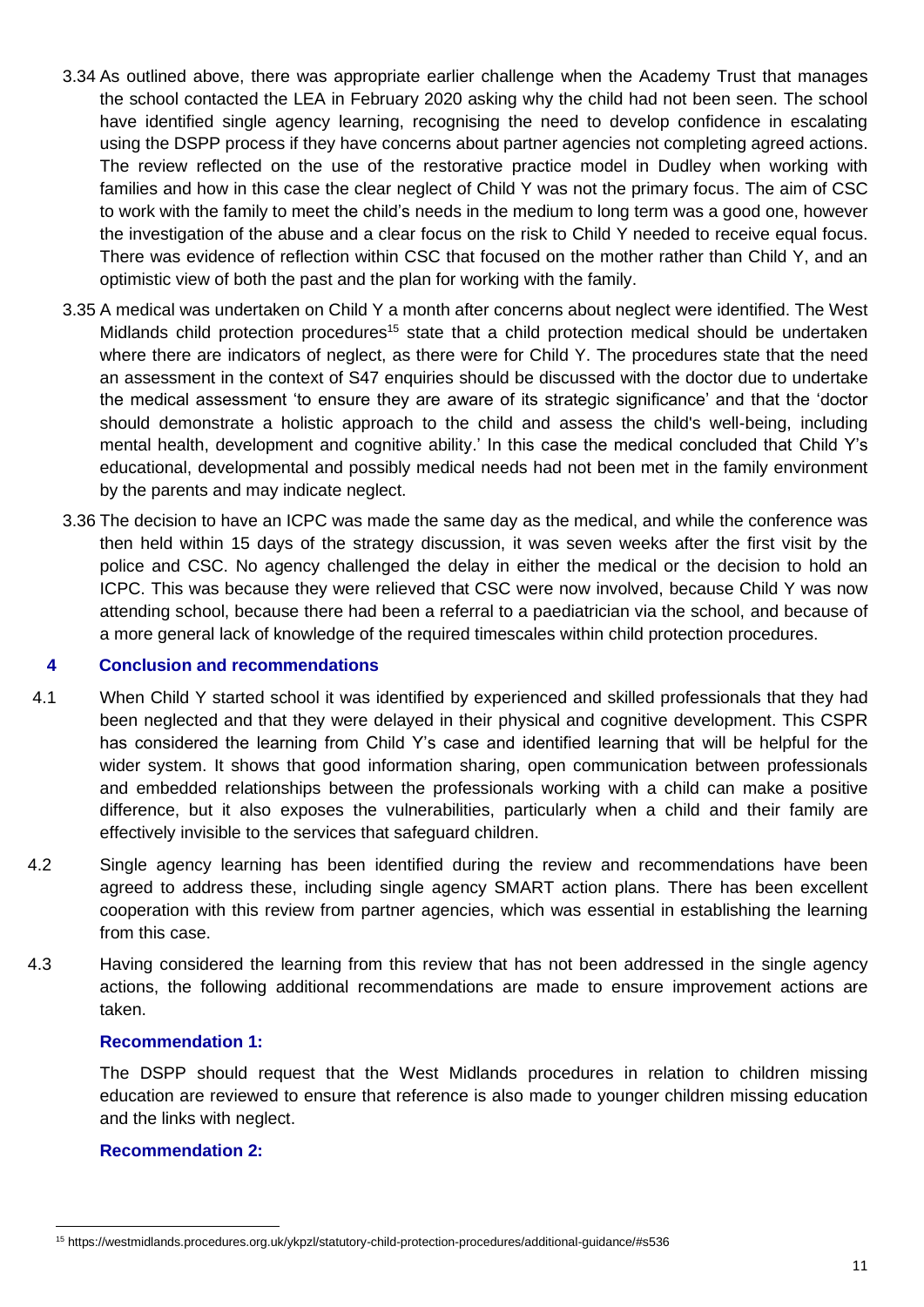3.34 As outlined above, there was appropriate earlier challenge when the Academy Trust that manages the school contacted the LEA in February 2020 asking why the child had not been seen. The school have identified single agency learning, recognising the need to develop confidence in escalating using the DSPP process if they have concerns about partner agencies not completing agreed actions. The review reflected on the use of the restorative practice model in Dudley when working with families and how in this case the clear neglect of Child Y was not the primary focus. The aim of CSC to work with the family to meet the child's needs in the medium to long term was a good one, however the investigation of the abuse and a clear focus on the risk to Child Y needed to receive equal focus. There was evidence of reflection within CSC that focused on the mother rather than Child Y, and an optimistic view of both the past and the plan for working with the family.

3.35 A medical was undertaken on Child Y a month after concerns about neglect were identified. The West Midlands child protection procedures[15] state that a child protection medical should be undertaken where there are indicators of neglect, as there were for Child Y. The procedures state that the need an assessment in the context of S47 enquiries should be discussed with the doctor due to undertake the medical assessment 'to ensure they are aware of its strategic significance' and that the 'doctor should demonstrate a holistic approach to the child and assess the child's well-being, including mental health, development and cognitive ability.' In this case the medical concluded that Child Y's educational, developmental and possibly medical needs had not been met in the family environment by the parents and may indicate neglect.

3.36 The decision to have an ICPC was made the same day as the medical, and while the conference was then held within 15 days of the strategy discussion, it was seven weeks after the first visit by the police and CSC. No agency challenged the delay in either the medical or the decision to hold an ICPC. This was because they were relieved that CSC were now involved, because Child Y was now attending school, because there had been a referral to a paediatrician via the school, and because of a more general lack of knowledge of the required timescales within child protection procedures.

## 4 Conclusion and recommendations

4.1 When Child Y started school it was identified by experienced and skilled professionals that they had been neglected and that they were delayed in their physical and cognitive development. This CSPR has considered the learning from Child Y's case and identified learning that will be helpful for the wider system. It shows that good information sharing, open communication between professionals and embedded relationships between the professionals working with a child can make a positive difference, but it also exposes the vulnerabilities, particularly when a child and their family are effectively invisible to the services that safeguard children.

4.2 Single agency learning has been identified during the review and recommendations have been agreed to address these, including single agency SMART action plans. There has been excellent cooperation with this review from partner agencies, which was essential in establishing the learning from this case.

4.3 Having considered the learning from this review that has not been addressed in the single agency actions, the following additional recommendations are made to ensure improvement actions are taken.

**Recommendation 1:**

The DSPP should request that the West Midlands procedures in relation to children missing education are reviewed to ensure that reference is also made to younger children missing education and the links with neglect.

**Recommendation 2:**

---

[15] https://westmidlands.procedures.org.uk/ykpzl/statutory-child-protection-procedures/additional-guidance/#s536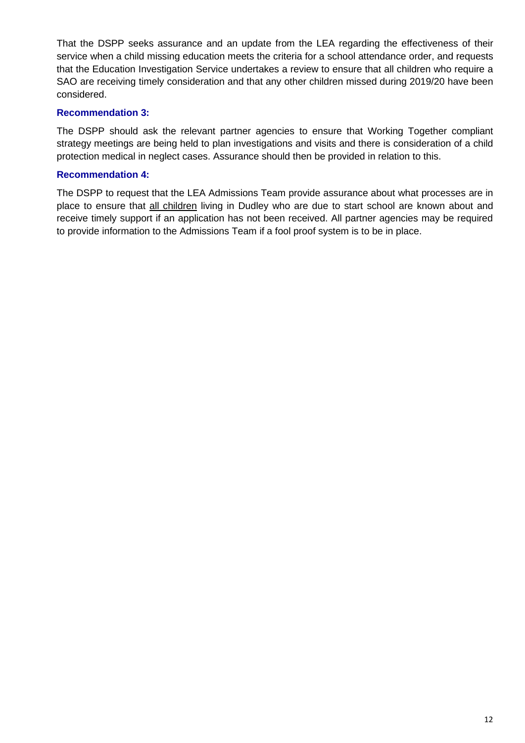That the DSPP seeks assurance and an update from the LEA regarding the effectiveness of their service when a child missing education meets the criteria for a school attendance order, and requests that the Education Investigation Service undertakes a review to ensure that all children who require a SAO are receiving timely consideration and that any other children missed during 2019/20 have been considered.

### Recommendation 3:

The DSPP should ask the relevant partner agencies to ensure that Working Together compliant strategy meetings are being held to plan investigations and visits and there is consideration of a child protection medical in neglect cases. Assurance should then be provided in relation to this.

### Recommendation 4:

The DSPP to request that the LEA Admissions Team provide assurance about what processes are in place to ensure that <u>all children</u> living in Dudley who are due to start school are known about and receive timely support if an application has not been received. All partner agencies may be required to provide information to the Admissions Team if a fool proof system is to be in place.